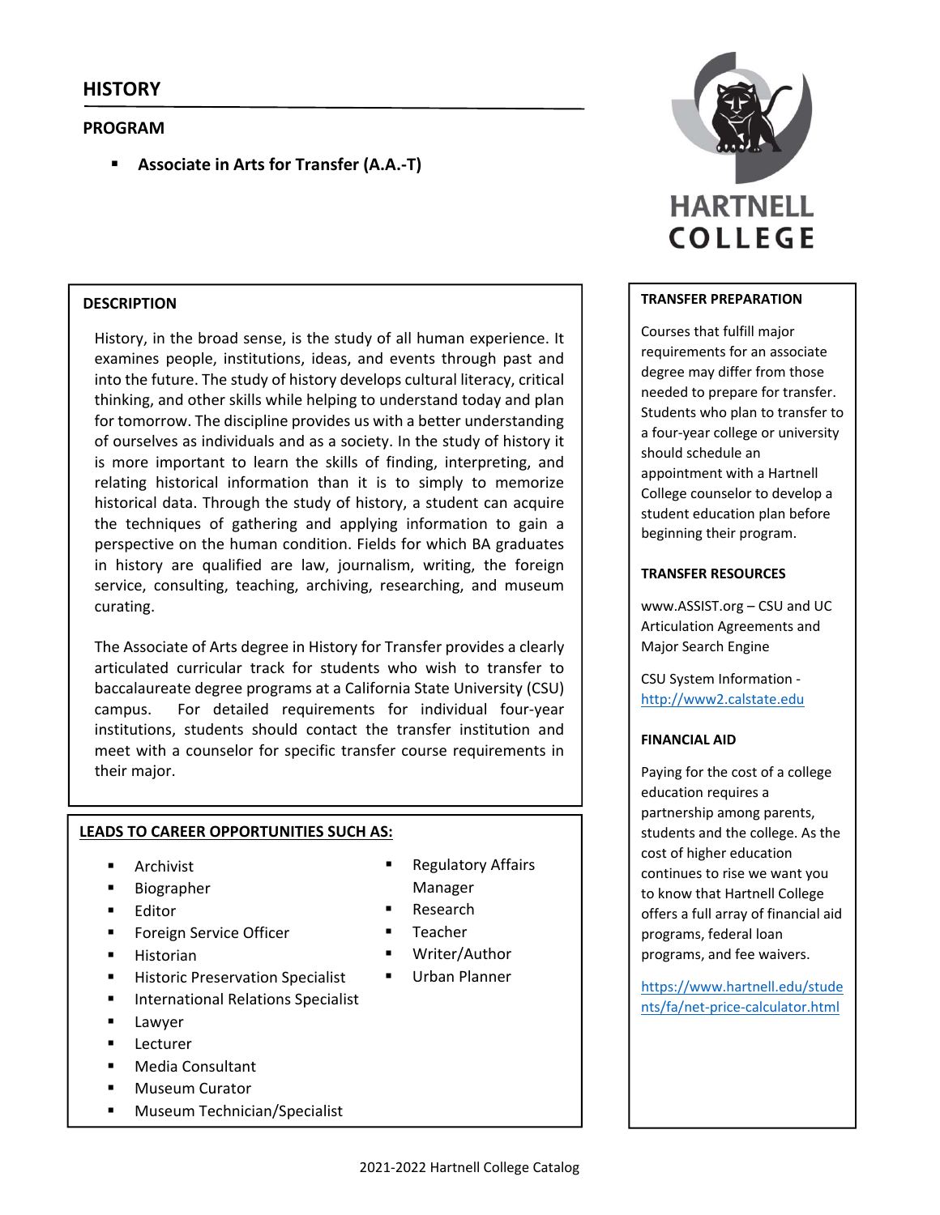# HISTORY

## PROGRAM

- **Associate in Arts for Transfer (A.A.-T)**

HARTNELL COLLEGE

### DESCRIPTION

History, in the broad sense, is the study of all human experience. It examines people, institutions, ideas, and events through past and into the future. The study of history develops cultural literacy, critical thinking, and other skills while helping to understand today and plan for tomorrow. The discipline provides us with a better understanding of ourselves as individuals and as a society. In the study of history it is more important to learn the skills of finding, interpreting, and relating historical information than it is to simply to memorize historical data. Through the study of history, a student can acquire the techniques of gathering and applying information to gain a perspective on the human condition. Fields for which BA graduates in history are qualified are law, journalism, writing, the foreign service, consulting, teaching, archiving, researching, and museum curating.

The Associate of Arts degree in History for Transfer provides a clearly articulated curricular track for students who wish to transfer to baccalaureate degree programs at a California State University (CSU) campus. For detailed requirements for individual four-year institutions, students should contact the transfer institution and meet with a counselor for specific transfer course requirements in their major.

### LEADS TO CAREER OPPORTUNITIES SUCH AS:

- Archivist
- Biographer
- Editor
- Foreign Service Officer
- Historian
- Historic Preservation Specialist
- International Relations Specialist
- Lawyer
- Lecturer
- Media Consultant
- Museum Curator
- Museum Technician/Specialist
- Regulatory Affairs Manager
- Research
- Teacher
- Writer/Author
- Urban Planner

### TRANSFER PREPARATION

Courses that fulfill major requirements for an associate degree may differ from those needed to prepare for transfer. Students who plan to transfer to a four-year college or university should schedule an appointment with a Hartnell College counselor to develop a student education plan before beginning their program.

### TRANSFER RESOURCES

www.ASSIST.org – CSU and UC Articulation Agreements and Major Search Engine

CSU System Information - http://www2.calstate.edu

### FINANCIAL AID

Paying for the cost of a college education requires a partnership among parents, students and the college. As the cost of higher education continues to rise we want you to know that Hartnell College offers a full array of financial aid programs, federal loan programs, and fee waivers.

https://www.hartnell.edu/students/fa/net-price-calculator.html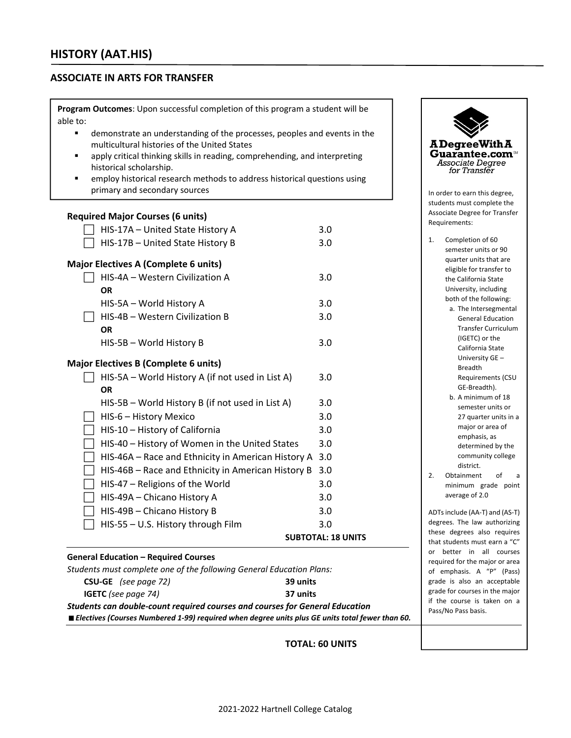# HISTORY (AAT.HIS)

## ASSOCIATE IN ARTS FOR TRANSFER

**Program Outcomes**: Upon successful completion of this program a student will be able to:

- demonstrate an understanding of the processes, peoples and events in the multicultural histories of the United States
- apply critical thinking skills in reading, comprehending, and interpreting historical scholarship.
- employ historical research methods to address historical questions using primary and secondary sources

### Required Major Courses (6 units)

| | |
|---|---|
| ☐ HIS-17A – United State History A | 3.0 |
| ☐ HIS-17B – United State History B | 3.0 |

### Major Electives A (Complete 6 units)

| | |
|---|---|
| ☐ HIS-4A – Western Civilization A | 3.0 |
| **OR** | |
| HIS-5A – World History A | 3.0 |
| ☐ HIS-4B – Western Civilization B | 3.0 |
| **OR** | |
| HIS-5B – World History B | 3.0 |

### Major Electives B (Complete 6 units)

| | |
|---|---|
| ☐ HIS-5A – World History A (if not used in List A) | 3.0 |
| **OR** | |
| HIS-5B – World History B (if not used in List A) | 3.0 |
| ☐ HIS-6 – History Mexico | 3.0 |
| ☐ HIS-10 – History of California | 3.0 |
| ☐ HIS-40 – History of Women in the United States | 3.0 |
| ☐ HIS-46A – Race and Ethnicity in American History A | 3.0 |
| ☐ HIS-46B – Race and Ethnicity in American History B | 3.0 |
| ☐ HIS-47 – Religions of the World | 3.0 |
| ☐ HIS-49A – Chicano History A | 3.0 |
| ☐ HIS-49B – Chicano History B | 3.0 |
| ☐ HIS-55 – U.S. History through Film | 3.0 |

**SUBTOTAL: 18 UNITS**

**General Education – Required Courses**

*Students must complete one of the following General Education Plans:*

| | |
|---|---|
| **CSU-GE** *(see page 72)* | **39 units** |
| **IGETC** *(see page 74)* | **37 units** |

***Students can double-count required courses and courses for General Education***

■ ***Electives (Courses Numbered 1-99) required when degree units plus GE units total fewer than 60.***

**TOTAL: 60 UNITS**

**A Degree With A Guarantee.com**
*Associate Degree for Transfer*

In order to earn this degree, students must complete the Associate Degree for Transfer Requirements:

1. Completion of 60 semester units or 90 quarter units that are eligible for transfer to the California State University, including both of the following:
   a. The Intersegmental General Education Transfer Curriculum (IGETC) or the California State University GE – Breadth Requirements (CSU GE-Breadth).
   b. A minimum of 18 semester units or 27 quarter units in a major or area of emphasis, as determined by the community college district.
2. Obtainment of a minimum grade point average of 2.0

ADTs include (AA-T) and (AS-T) degrees. The law authorizing these degrees also requires that students must earn a "C" or better in all courses required for the major or area of emphasis. A "P" (Pass) grade is also an acceptable grade for courses in the major if the course is taken on a Pass/No Pass basis.